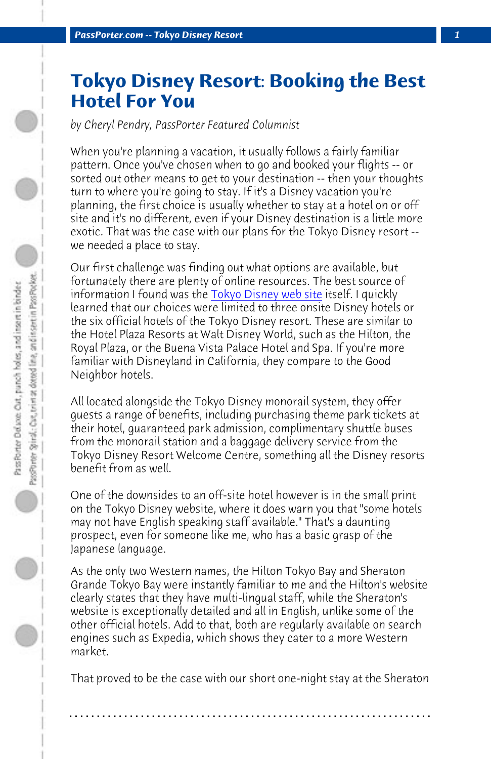# Tokyo Disney Resort: Booking the Best Hotel For You

*by Cheryl Pendry, PassPorter Featured Columnist*

When you're planning a vacation, it usually follows a fairly familiar pattern. Once you've chosen when to go and booked your flights -- or sorted out other means to get to your destination -- then your thoughts turn to where you're going to stay. If it's a Disney vacation you're planning, the first choice is usually whether to stay at a hotel on or off site and it's no different, even if your Disney destination is a little more exotic. That was the case with our plans for the Tokyo Disney resort -- we needed a place to stay.

Our first challenge was finding out what options are available, but fortunately there are plenty of online resources. The best source of information I found was the Tokyo Disney web site itself. I quickly learned that our choices were limited to three onsite Disney hotels or the six official hotels of the Tokyo Disney resort. These are similar to the Hotel Plaza Resorts at Walt Disney World, such as the Hilton, the Royal Plaza, or the Buena Vista Palace Hotel and Spa. If you're more familiar with Disneyland in California, they compare to the Good Neighbor hotels.

All located alongside the Tokyo Disney monorail system, they offer guests a range of benefits, including purchasing theme park tickets at their hotel, guaranteed park admission, complimentary shuttle buses from the monorail station and a baggage delivery service from the Tokyo Disney Resort Welcome Centre, something all the Disney resorts benefit from as well.

One of the downsides to an off-site hotel however is in the small print on the Tokyo Disney website, where it does warn you that "some hotels may not have English speaking staff available." That's a daunting prospect, even for someone like me, who has a basic grasp of the Japanese language.

As the only two Western names, the Hilton Tokyo Bay and Sheraton Grande Tokyo Bay were instantly familiar to me and the Hilton's website clearly states that they have multi-lingual staff, while the Sheraton's website is exceptionally detailed and all in English, unlike some of the other official hotels. Add to that, both are regularly available on search engines such as Expedia, which shows they cater to a more Western market.

That proved to be the case with our short one-night stay at the Sheraton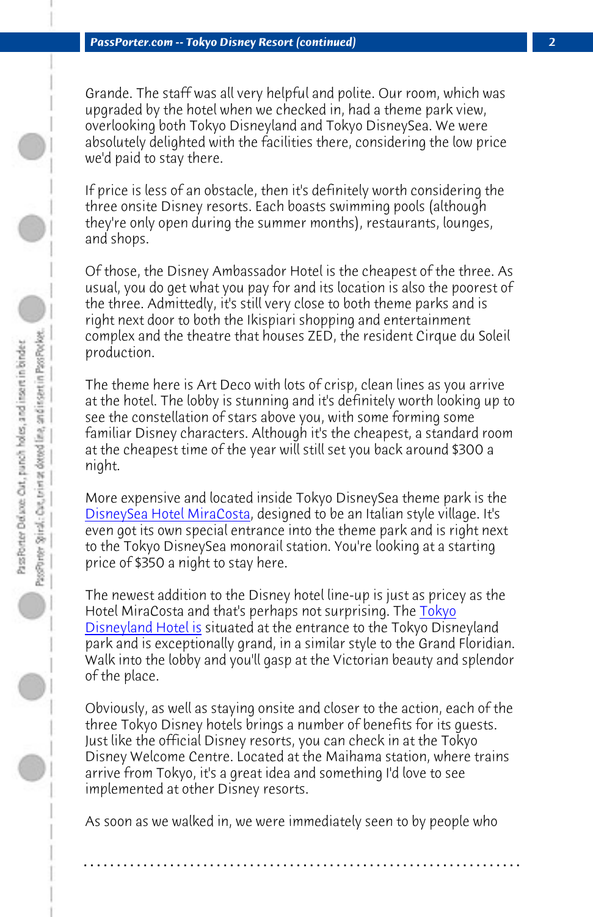Grande. The staff was all very helpful and polite. Our room, which was upgraded by the hotel when we checked in, had a theme park view, overlooking both Tokyo Disneyland and Tokyo DisneySea. We were absolutely delighted with the facilities there, considering the low price we'd paid to stay there.

If price is less of an obstacle, then it's definitely worth considering the three onsite Disney resorts. Each boasts swimming pools (although they're only open during the summer months), restaurants, lounges, and shops.

Of those, the Disney Ambassador Hotel is the cheapest of the three. As usual, you do get what you pay for and its location is also the poorest of the three. Admittedly, it's still very close to both theme parks and is right next door to both the Ikispiari shopping and entertainment complex and the theatre that houses ZED, the resident Cirque du Soleil production.

The theme here is Art Deco with lots of crisp, clean lines as you arrive at the hotel. The lobby is stunning and it's definitely worth looking up to see the constellation of stars above you, with some forming some familiar Disney characters. Although it's the cheapest, a standard room at the cheapest time of the year will still set you back around $300 a night.

More expensive and located inside Tokyo DisneySea theme park is the DisneySea Hotel MiraCosta, designed to be an Italian style village. It's even got its own special entrance into the theme park and is right next to the Tokyo DisneySea monorail station. You're looking at a starting price of $350 a night to stay here.

The newest addition to the Disney hotel line-up is just as pricey as the Hotel MiraCosta and that's perhaps not surprising. The Tokyo Disneyland Hotel is situated at the entrance to the Tokyo Disneyland park and is exceptionally grand, in a similar style to the Grand Floridian. Walk into the lobby and you'll gasp at the Victorian beauty and splendor of the place.

Obviously, as well as staying onsite and closer to the action, each of the three Tokyo Disney hotels brings a number of benefits for its guests. Just like the official Disney resorts, you can check in at the Tokyo Disney Welcome Centre. Located at the Maihama station, where trains arrive from Tokyo, it's a great idea and something I'd love to see implemented at other Disney resorts.

As soon as we walked in, we were immediately seen to by people who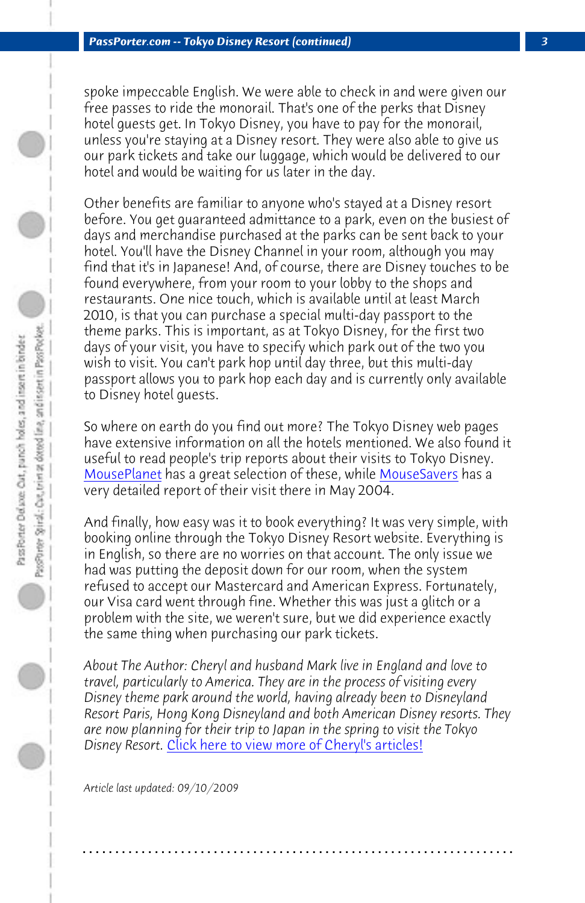spoke impeccable English. We were able to check in and were given our free passes to ride the monorail. That's one of the perks that Disney hotel guests get. In Tokyo Disney, you have to pay for the monorail, unless you're staying at a Disney resort. They were also able to give us our park tickets and take our luggage, which would be delivered to our hotel and would be waiting for us later in the day.

Other benefits are familiar to anyone who's stayed at a Disney resort before. You get guaranteed admittance to a park, even on the busiest of days and merchandise purchased at the parks can be sent back to your hotel. You'll have the Disney Channel in your room, although you may find that it's in Japanese! And, of course, there are Disney touches to be found everywhere, from your room to your lobby to the shops and restaurants. One nice touch, which is available until at least March 2010, is that you can purchase a special multi-day passport to the theme parks. This is important, as at Tokyo Disney, for the first two days of your visit, you have to specify which park out of the two you wish to visit. You can't park hop until day three, but this multi-day passport allows you to park hop each day and is currently only available to Disney hotel guests.

So where on earth do you find out more? The Tokyo Disney web pages have extensive information on all the hotels mentioned. We also found it useful to read people's trip reports about their visits to Tokyo Disney. MousePlanet has a great selection of these, while MouseSavers has a very detailed report of their visit there in May 2004.

And finally, how easy was it to book everything? It was very simple, with booking online through the Tokyo Disney Resort website. Everything is in English, so there are no worries on that account. The only issue we had was putting the deposit down for our room, when the system refused to accept our Mastercard and American Express. Fortunately, our Visa card went through fine. Whether this was just a glitch or a problem with the site, we weren't sure, but we did experience exactly the same thing when purchasing our park tickets.

*About The Author: Cheryl and husband Mark live in England and love to travel, particularly to America. They are in the process of visiting every Disney theme park around the world, having already been to Disneyland Resort Paris, Hong Kong Disneyland and both American Disney resorts. They are now planning for their trip to Japan in the spring to visit the Tokyo Disney Resort.* Click here to view more of Cheryl's articles!

*Article last updated: 09/10/2009*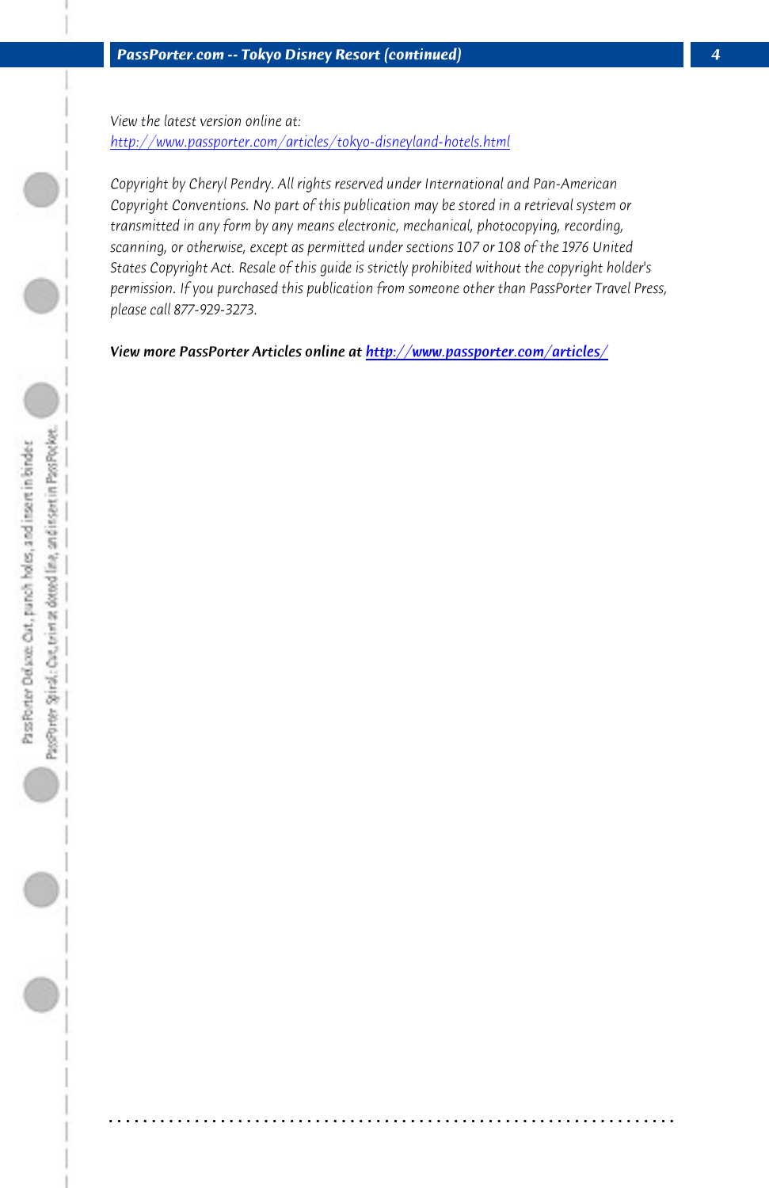*View the latest version online at:*
*[http://www.passporter.com/articles/tokyo-disneyland-hotels.html](http://www.passporter.com/articles/tokyo-disneyland-hotels.html)*

*Copyright by Cheryl Pendry. All rights reserved under International and Pan-American Copyright Conventions. No part of this publication may be stored in a retrieval system or transmitted in any form by any means electronic, mechanical, photocopying, recording, scanning, or otherwise, except as permitted under sections 107 or 108 of the 1976 United States Copyright Act. Resale of this guide is strictly prohibited without the copyright holder's permission. If you purchased this publication from someone other than PassPorter Travel Press, please call 877-929-3273.*

***View more PassPorter Articles online at [http://www.passporter.com/articles/](http://www.passporter.com/articles/)***